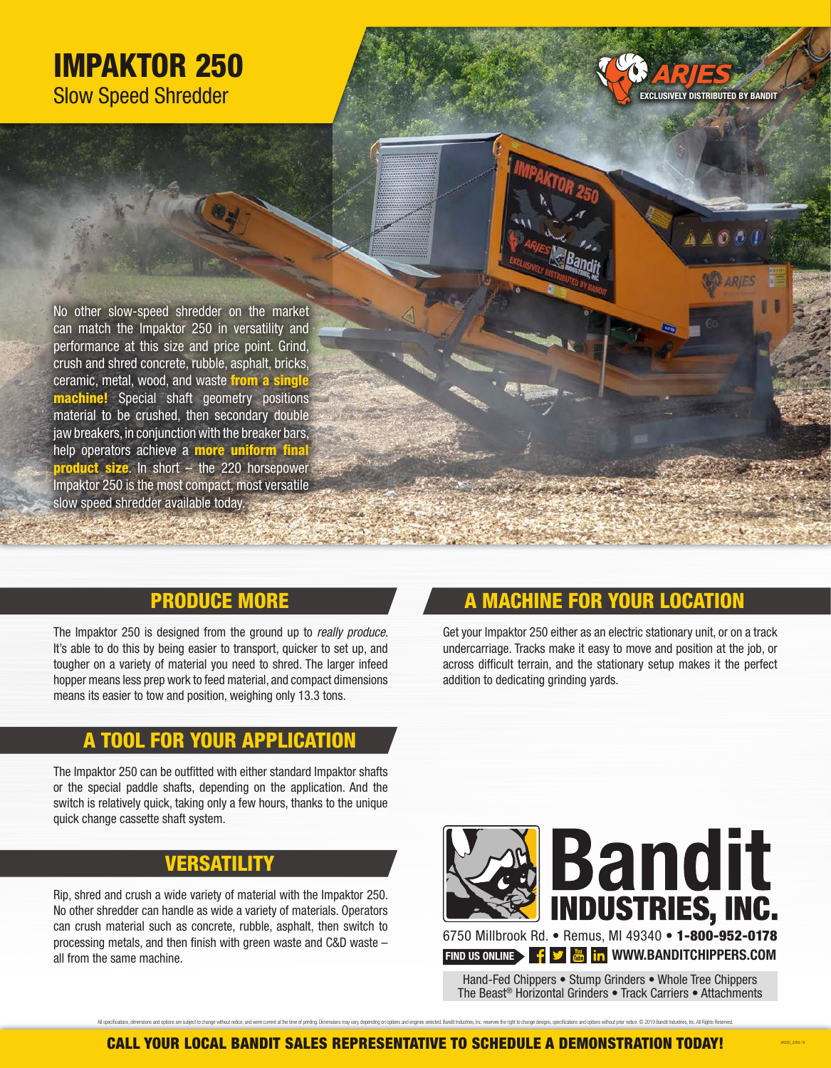# IMPAKTOR 250

Slow Speed Shredder

ARJES — EXCLUSIVELY DISTRIBUTED BY BANDIT

No other slow-speed shredder on the market can match the Impaktor 250 in versatility and performance at this size and price point. Grind, crush and shred concrete, rubble, asphalt, bricks, ceramic, metal, wood, and waste **from a single machine!** Special shaft geometry positions material to be crushed, then secondary double jaw breakers, in conjunction with the breaker bars, help operators achieve a **more uniform final product size**. In short – the 220 horsepower Impaktor 250 is the most compact, most versatile slow speed shredder available today.

## PRODUCE MORE

The Impaktor 250 is designed from the ground up to *really produce*. It's able to do this by being easier to transport, quicker to set up, and tougher on a variety of material you need to shred. The larger infeed hopper means less prep work to feed material, and compact dimensions means its easier to tow and position, weighing only 13.3 tons.

## A TOOL FOR YOUR APPLICATION

The Impaktor 250 can be outfitted with either standard Impaktor shafts or the special paddle shafts, depending on the application. And the switch is relatively quick, taking only a few hours, thanks to the unique quick change cassette shaft system.

## VERSATILITY

Rip, shred and crush a wide variety of material with the Impaktor 250. No other shredder can handle as wide a variety of materials. Operators can crush material such as concrete, rubble, asphalt, then switch to processing metals, and then finish with green waste and C&D waste – all from the same machine.

## A MACHINE FOR YOUR LOCATION

Get your Impaktor 250 either as an electric stationary unit, or on a track undercarriage. Tracks make it easy to move and position at the job, or across difficult terrain, and the stationary setup makes it the perfect addition to dedicating grinding yards.

**Bandit INDUSTRIES, INC.**

6750 Millbrook Rd. • Remus, MI 49340 • **1-800-952-0178**

FIND US ONLINE **WWW.BANDITCHIPPERS.COM**

Hand-Fed Chippers • Stump Grinders • Whole Tree Chippers
The Beast® Horizontal Grinders • Track Carriers • Attachments

All specifications, dimensions and options are subject to change without notice, and were current at the time of printing. Dimensions may vary, depending on options and engines selected. Bandit Industries, Inc. reserves the right to change designs, specifications and options without prior notice. © 2019 Bandit Industries, Inc. All Rights Reserved.

**CALL YOUR LOCAL BANDIT SALES REPRESENTATIVE TO SCHEDULE A DEMONSTRATION TODAY!**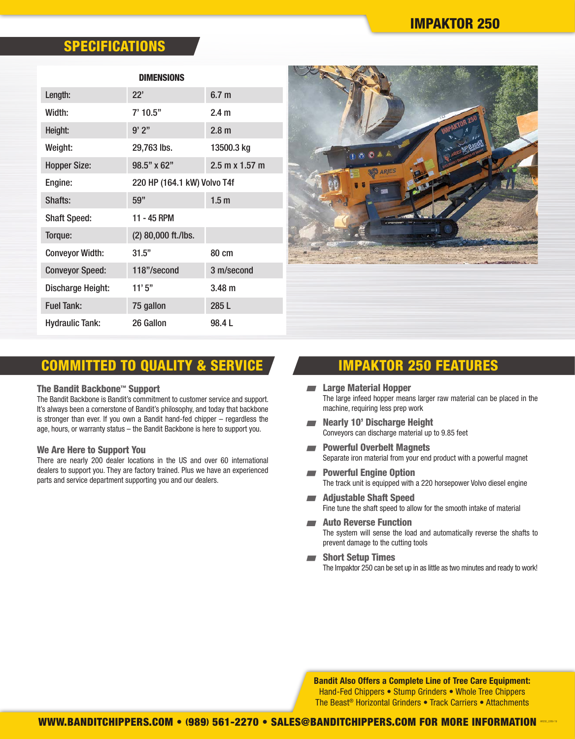# IMPAKTOR 250

## SPECIFICATIONS

| DIMENSIONS | | |
|---|---|---|
| Length: | 22' | 6.7 m |
| Width: | 7' 10.5" | 2.4 m |
| Height: | 9' 2" | 2.8 m |
| Weight: | 29,763 lbs. | 13500.3 kg |
| Hopper Size: | 98.5" x 62" | 2.5 m x 1.57 m |
| Engine: | 220 HP (164.1 kW) Volvo T4f | |
| Shafts: | 59" | 1.5 m |
| Shaft Speed: | 11 - 45 RPM | |
| Torque: | (2) 80,000 ft./lbs. | |
| Conveyor Width: | 31.5" | 80 cm |
| Conveyor Speed: | 118"/second | 3 m/second |
| Discharge Height: | 11' 5" | 3.48 m |
| Fuel Tank: | 75 gallon | 285 L |
| Hydraulic Tank: | 26 Gallon | 98.4 L |

## COMMITTED TO QUALITY & SERVICE

### The Bandit Backbone™ Support

The Bandit Backbone is Bandit's commitment to customer service and support. It's always been a cornerstone of Bandit's philosophy, and today that backbone is stronger than ever. If you own a Bandit hand-fed chipper – regardless the age, hours, or warranty status – the Bandit Backbone is here to support you.

### We Are Here to Support You

There are nearly 200 dealer locations in the US and over 60 international dealers to support you. They are factory trained. Plus we have an experienced parts and service department supporting you and our dealers.

## IMPAKTOR 250 FEATURES

- **Large Material Hopper**
  The large infeed hopper means larger raw material can be placed in the machine, requiring less prep work
- **Nearly 10' Discharge Height**
  Conveyors can discharge material up to 9.85 feet
- **Powerful Overbelt Magnets**
  Separate iron material from your end product with a powerful magnet
- **Powerful Engine Option**
  The track unit is equipped with a 220 horsepower Volvo diesel engine
- **Adjustable Shaft Speed**
  Fine tune the shaft speed to allow for the smooth intake of material
- **Auto Reverse Function**
  The system will sense the load and automatically reverse the shafts to prevent damage to the cutting tools
- **Short Setup Times**
  The Impaktor 250 can be set up in as little as two minutes and ready to work!

**Bandit Also Offers a Complete Line of Tree Care Equipment:**
Hand-Fed Chippers • Stump Grinders • Whole Tree Chippers
The Beast® Horizontal Grinders • Track Carriers • Attachments

**WWW.BANDITCHIPPERS.COM • (989) 561-2270 • SALES@BANDITCHIPPERS.COM FOR MORE INFORMATION**